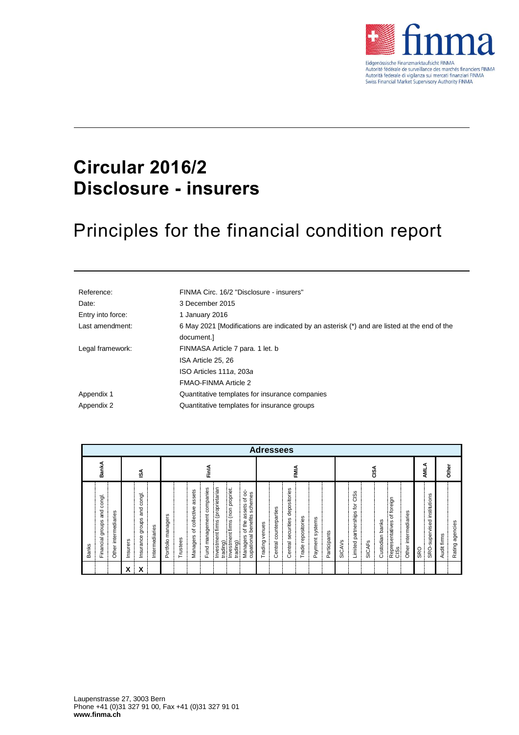Eidgenössische Finanzmarktaufsicht FINMA
Autorité fédérale de surveillance des marchés financiers FINMA
Autorità federale di vigilanza sui mercati finanziari FINMA
Swiss Financial Market Supervisory Authority FINMA

# Circular 2016/2 Disclosure - insurers

## Principles for the financial condition report

| | |
|---|---|
| Reference: | FINMA Circ. 16/2 "Disclosure - insurers" |
| Date: | 3 December 2015 |
| Entry into force: | 1 January 2016 |
| Last amendment: | 6 May 2021 [Modifications are indicated by an asterisk (*) and are listed at the end of the document.] |
| Legal framework: | FINMASA Article 7 para. 1 let. b<br>ISA Article 25, 26<br>ISO Articles 111*a*, 203*a*<br>FMAO-FINMA Article 2 |
| Appendix 1 | Quantitative templates for insurance companies |
| Appendix 2 | Quantitative templates for insurance groups |

| Adressees | | | | | | | | | | | | | | | | | | | | | | | | | | | | | |
|---|---|---|---|---|---|---|---|---|---|---|---|---|---|---|---|---|---|---|---|---|---|---|---|---|---|---|---|---|---|
| BankA | | | ISA | | | FinIA | | | | | | | FMIA | | | | | | CISA | | | | | | AMLA | | Other | |
| Banks | Financial groups and congl. | Other intermediaries | Insurers | Insurance groups and congl. | Intermediaries | Portfolio managers | Trustees | Managers of collective assets | Fund management companies | Investment firms (proprietarian trading) | Investment firms (non propriet. trading) | Managers of the assets of occupational benefits schemes | Trading venues | Central counterparties | Central securities depositories | Trade repositories | Payment systems | Participants | SICAVs | Limited partnerships for CISs | SICAFs | Custodian banks | Representatives of foreign CISs | Other intermediaries | SRO | SRO-supervised institutions | Audit firms | Rating agencies |
| | | | X | X | | | | | | | | | | | | | | | | | | | | | | | | |

Laupenstrasse 27, 3003 Bern
Phone +41 (0)31 327 91 00, Fax +41 (0)31 327 91 01
**www.finma.ch**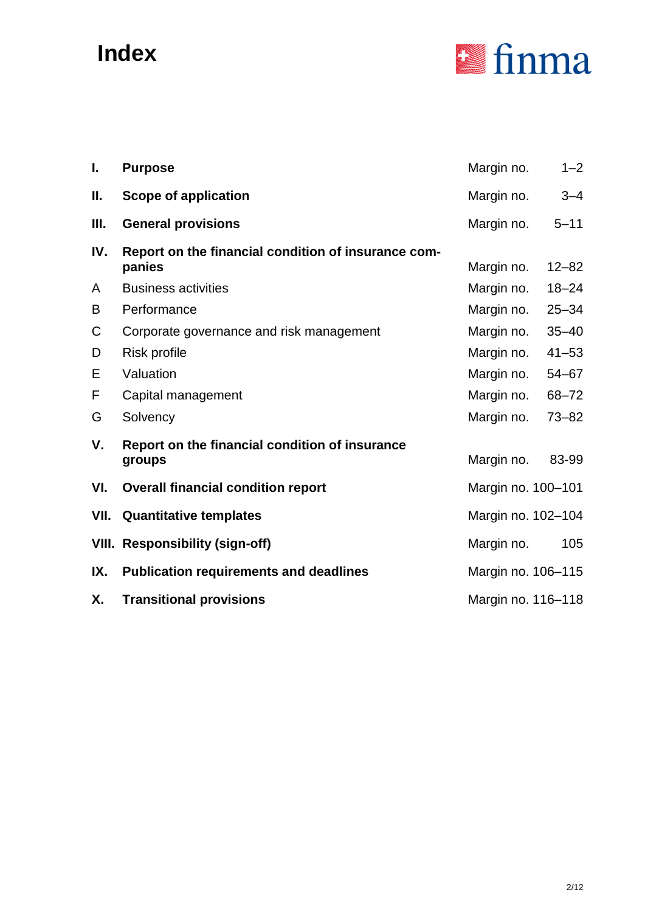# Index

| | | |
|---|---|---|
| **I.** | **Purpose** | Margin no. 1–2 |
| **II.** | **Scope of application** | Margin no. 3–4 |
| **III.** | **General provisions** | Margin no. 5–11 |
| **IV.** | **Report on the financial condition of insurance companies** | Margin no. 12–82 |
| A | Business activities | Margin no. 18–24 |
| B | Performance | Margin no. 25–34 |
| C | Corporate governance and risk management | Margin no. 35–40 |
| D | Risk profile | Margin no. 41–53 |
| E | Valuation | Margin no. 54–67 |
| F | Capital management | Margin no. 68–72 |
| G | Solvency | Margin no. 73–82 |
| **V.** | **Report on the financial condition of insurance groups** | Margin no. 83-99 |
| **VI.** | **Overall financial condition report** | Margin no. 100–101 |
| **VII.** | **Quantitative templates** | Margin no. 102–104 |
| **VIII.** | **Responsibility (sign-off)** | Margin no. 105 |
| **IX.** | **Publication requirements and deadlines** | Margin no. 106–115 |
| **X.** | **Transitional provisions** | Margin no. 116–118 |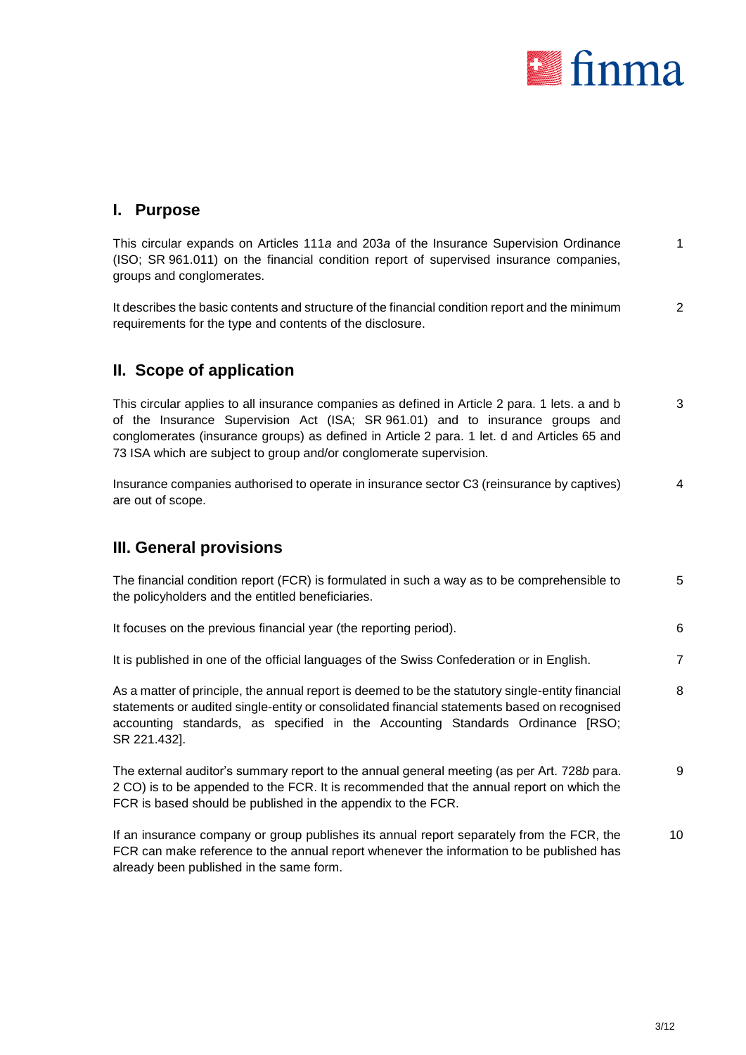## I. Purpose

This circular expands on Articles 111*a* and 203*a* of the Insurance Supervision Ordinance (ISO; SR 961.011) on the financial condition report of supervised insurance companies, groups and conglomerates. 1

It describes the basic contents and structure of the financial condition report and the minimum requirements for the type and contents of the disclosure. 2

## II. Scope of application

This circular applies to all insurance companies as defined in Article 2 para. 1 lets. a and b of the Insurance Supervision Act (ISA; SR 961.01) and to insurance groups and conglomerates (insurance groups) as defined in Article 2 para. 1 let. d and Articles 65 and 73 ISA which are subject to group and/or conglomerate supervision. 3

Insurance companies authorised to operate in insurance sector C3 (reinsurance by captives) are out of scope. 4

## III. General provisions

The financial condition report (FCR) is formulated in such a way as to be comprehensible to the policyholders and the entitled beneficiaries. 5

It focuses on the previous financial year (the reporting period). 6

It is published in one of the official languages of the Swiss Confederation or in English. 7

As a matter of principle, the annual report is deemed to be the statutory single-entity financial statements or audited single-entity or consolidated financial statements based on recognised accounting standards, as specified in the Accounting Standards Ordinance [RSO; SR 221.432]. 8

The external auditor's summary report to the annual general meeting (as per Art. 728*b* para. 2 CO) is to be appended to the FCR. It is recommended that the annual report on which the FCR is based should be published in the appendix to the FCR. 9

If an insurance company or group publishes its annual report separately from the FCR, the FCR can make reference to the annual report whenever the information to be published has already been published in the same form. 10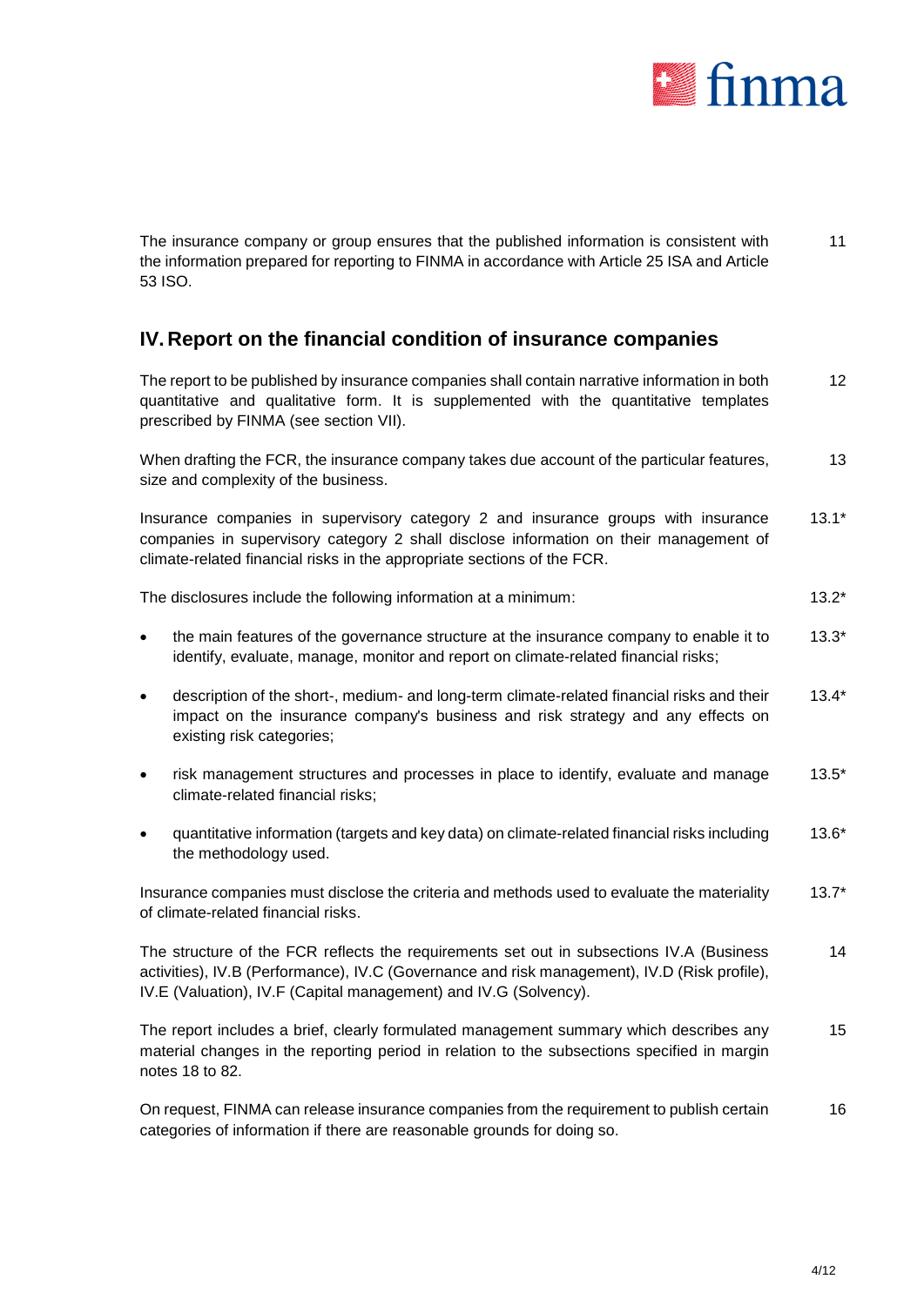The insurance company or group ensures that the published information is consistent with the information prepared for reporting to FINMA in accordance with Article 25 ISA and Article 53 ISO. 11

## IV. Report on the financial condition of insurance companies

The report to be published by insurance companies shall contain narrative information in both quantitative and qualitative form. It is supplemented with the quantitative templates prescribed by FINMA (see section VII). 12

When drafting the FCR, the insurance company takes due account of the particular features, size and complexity of the business. 13

Insurance companies in supervisory category 2 and insurance groups with insurance companies in supervisory category 2 shall disclose information on their management of climate-related financial risks in the appropriate sections of the FCR. 13.1*

The disclosures include the following information at a minimum: 13.2*

- the main features of the governance structure at the insurance company to enable it to identify, evaluate, manage, monitor and report on climate-related financial risks; 13.3*
- description of the short-, medium- and long-term climate-related financial risks and their impact on the insurance company's business and risk strategy and any effects on existing risk categories; 13.4*
- risk management structures and processes in place to identify, evaluate and manage climate-related financial risks; 13.5*
- quantitative information (targets and key data) on climate-related financial risks including the methodology used. 13.6*

Insurance companies must disclose the criteria and methods used to evaluate the materiality of climate-related financial risks. 13.7*

The structure of the FCR reflects the requirements set out in subsections IV.A (Business activities), IV.B (Performance), IV.C (Governance and risk management), IV.D (Risk profile), IV.E (Valuation), IV.F (Capital management) and IV.G (Solvency). 14

The report includes a brief, clearly formulated management summary which describes any material changes in the reporting period in relation to the subsections specified in margin notes 18 to 82. 15

On request, FINMA can release insurance companies from the requirement to publish certain categories of information if there are reasonable grounds for doing so. 16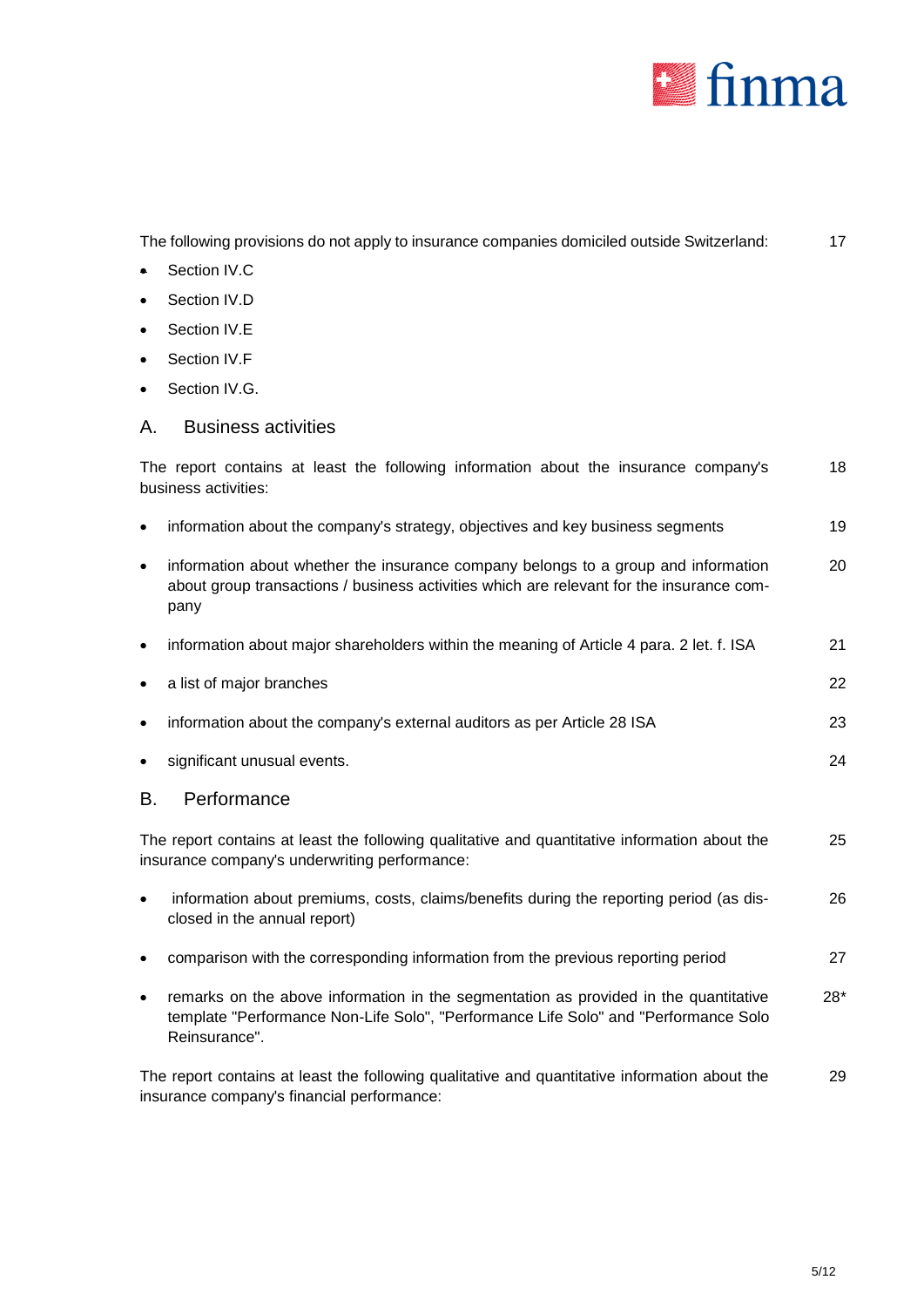The following provisions do not apply to insurance companies domiciled outside Switzerland: 17

- Section IV.C
- Section IV.D
- Section IV.E
- Section IV.F
- Section IV.G.

## A. Business activities

The report contains at least the following information about the insurance company's business activities: 18

- information about the company's strategy, objectives and key business segments 19
- information about whether the insurance company belongs to a group and information about group transactions / business activities which are relevant for the insurance company 20
- information about major shareholders within the meaning of Article 4 para. 2 let. f. ISA 21
- a list of major branches 22
- information about the company's external auditors as per Article 28 ISA 23
- significant unusual events. 24

## B. Performance

The report contains at least the following qualitative and quantitative information about the insurance company's underwriting performance: 25

- information about premiums, costs, claims/benefits during the reporting period (as disclosed in the annual report) 26
- comparison with the corresponding information from the previous reporting period 27
- remarks on the above information in the segmentation as provided in the quantitative template "Performance Non-Life Solo", "Performance Life Solo" and "Performance Solo Reinsurance". 28*

The report contains at least the following qualitative and quantitative information about the insurance company's financial performance: 29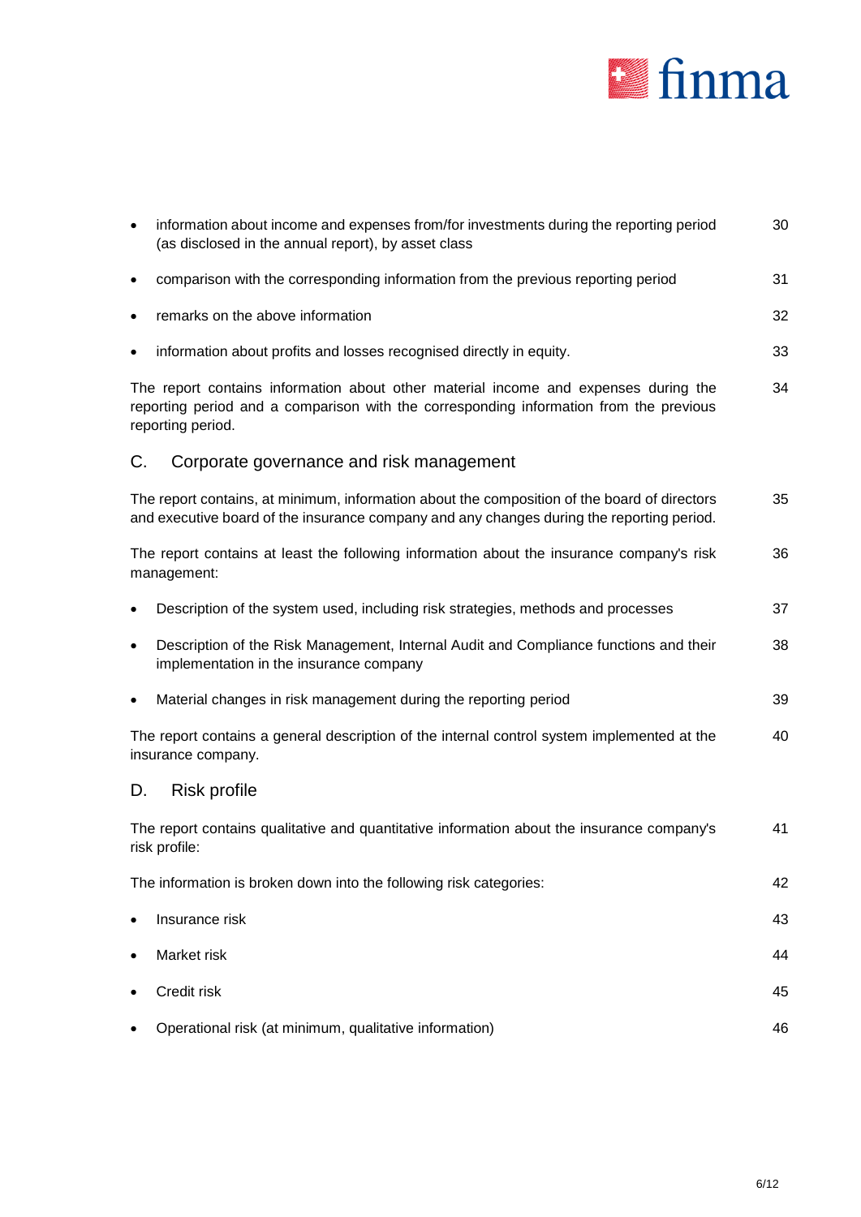- information about income and expenses from/for investments during the reporting period (as disclosed in the annual report), by asset class 30
- comparison with the corresponding information from the previous reporting period 31
- remarks on the above information 32
- information about profits and losses recognised directly in equity. 33

The report contains information about other material income and expenses during the reporting period and a comparison with the corresponding information from the previous reporting period. 34

## C. Corporate governance and risk management

The report contains, at minimum, information about the composition of the board of directors and executive board of the insurance company and any changes during the reporting period. 35

The report contains at least the following information about the insurance company's risk management: 36

- Description of the system used, including risk strategies, methods and processes 37
- Description of the Risk Management, Internal Audit and Compliance functions and their implementation in the insurance company 38
- Material changes in risk management during the reporting period 39

The report contains a general description of the internal control system implemented at the insurance company. 40

## D. Risk profile

The report contains qualitative and quantitative information about the insurance company's risk profile: 41

The information is broken down into the following risk categories: 42

- Insurance risk 43
- Market risk 44
- Credit risk 45
- Operational risk (at minimum, qualitative information) 46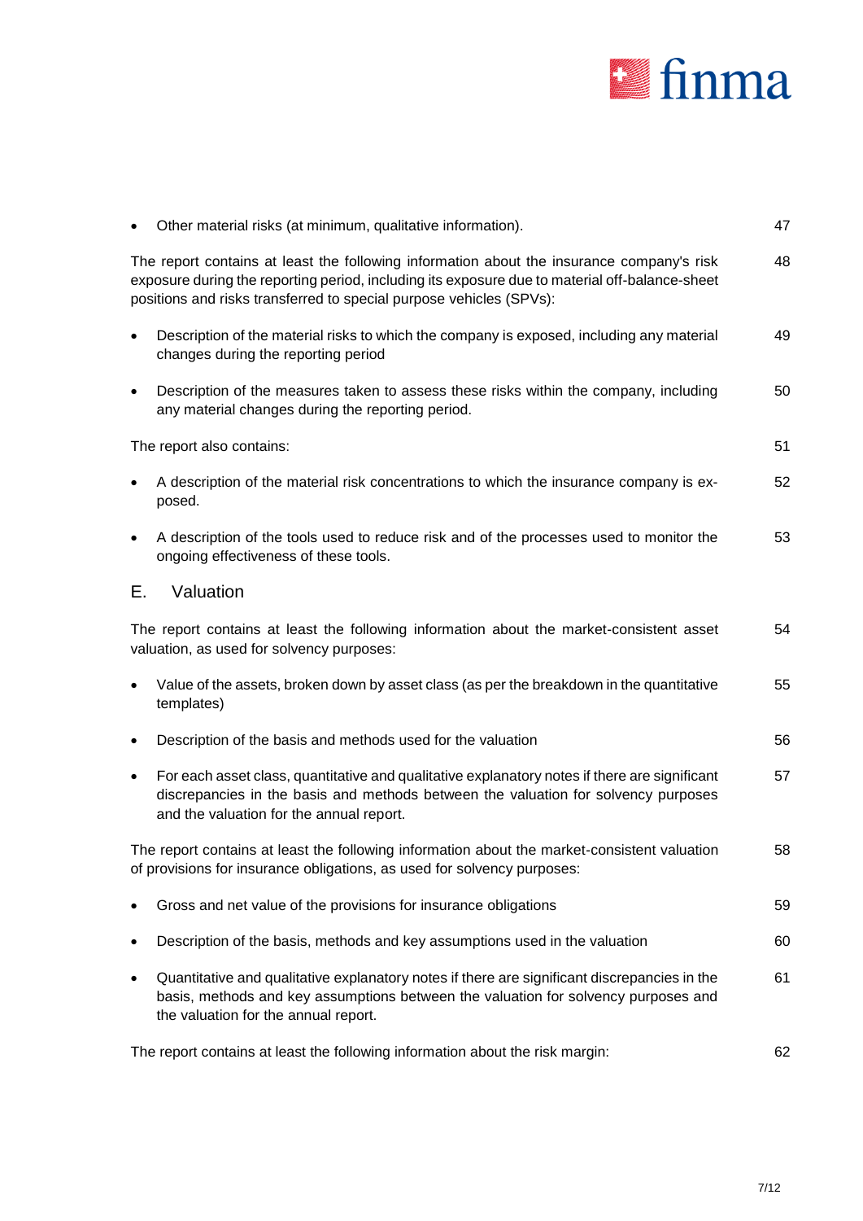- Other material risks (at minimum, qualitative information). 47

The report contains at least the following information about the insurance company's risk exposure during the reporting period, including its exposure due to material off-balance-sheet positions and risks transferred to special purpose vehicles (SPVs): 48

- Description of the material risks to which the company is exposed, including any material changes during the reporting period 49
- Description of the measures taken to assess these risks within the company, including any material changes during the reporting period. 50

The report also contains: 51

- A description of the material risk concentrations to which the insurance company is exposed. 52
- A description of the tools used to reduce risk and of the processes used to monitor the ongoing effectiveness of these tools. 53

## E. Valuation

The report contains at least the following information about the market-consistent asset valuation, as used for solvency purposes: 54

- Value of the assets, broken down by asset class (as per the breakdown in the quantitative templates) 55
- Description of the basis and methods used for the valuation 56
- For each asset class, quantitative and qualitative explanatory notes if there are significant discrepancies in the basis and methods between the valuation for solvency purposes and the valuation for the annual report. 57

The report contains at least the following information about the market-consistent valuation of provisions for insurance obligations, as used for solvency purposes: 58

- Gross and net value of the provisions for insurance obligations 59
- Description of the basis, methods and key assumptions used in the valuation 60
- Quantitative and qualitative explanatory notes if there are significant discrepancies in the basis, methods and key assumptions between the valuation for solvency purposes and the valuation for the annual report. 61

The report contains at least the following information about the risk margin: 62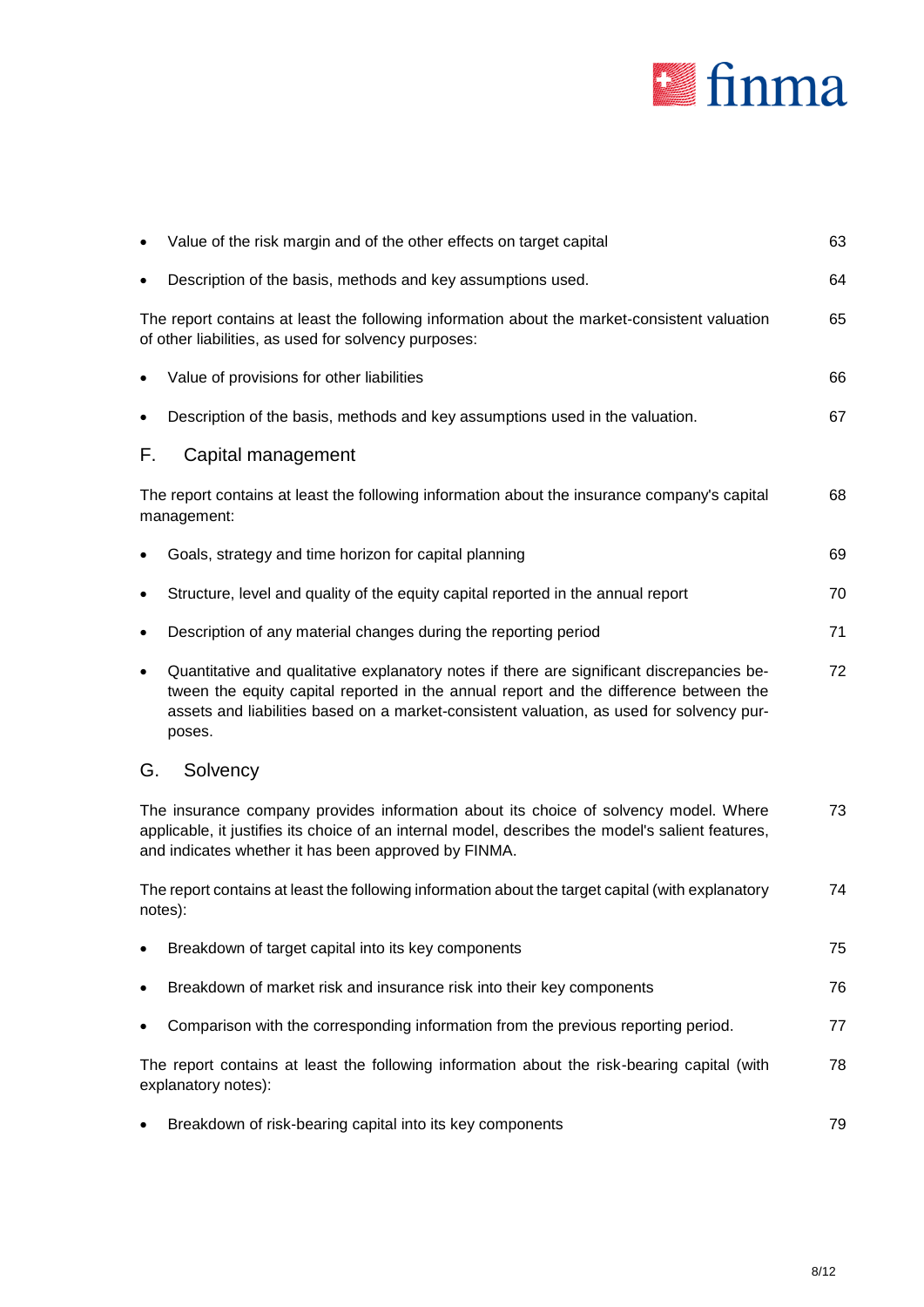- Value of the risk margin and of the other effects on target capital 63
- Description of the basis, methods and key assumptions used. 64

The report contains at least the following information about the market-consistent valuation of other liabilities, as used for solvency purposes: 65

- Value of provisions for other liabilities 66
- Description of the basis, methods and key assumptions used in the valuation. 67

## F. Capital management

The report contains at least the following information about the insurance company's capital management: 68

- Goals, strategy and time horizon for capital planning 69
- Structure, level and quality of the equity capital reported in the annual report 70
- Description of any material changes during the reporting period 71
- Quantitative and qualitative explanatory notes if there are significant discrepancies between the equity capital reported in the annual report and the difference between the assets and liabilities based on a market-consistent valuation, as used for solvency purposes. 72

## G. Solvency

The insurance company provides information about its choice of solvency model. Where applicable, it justifies its choice of an internal model, describes the model's salient features, and indicates whether it has been approved by FINMA. 73

The report contains at least the following information about the target capital (with explanatory notes): 74

- Breakdown of target capital into its key components 75
- Breakdown of market risk and insurance risk into their key components 76
- Comparison with the corresponding information from the previous reporting period. 77

The report contains at least the following information about the risk-bearing capital (with explanatory notes): 78

- Breakdown of risk-bearing capital into its key components 79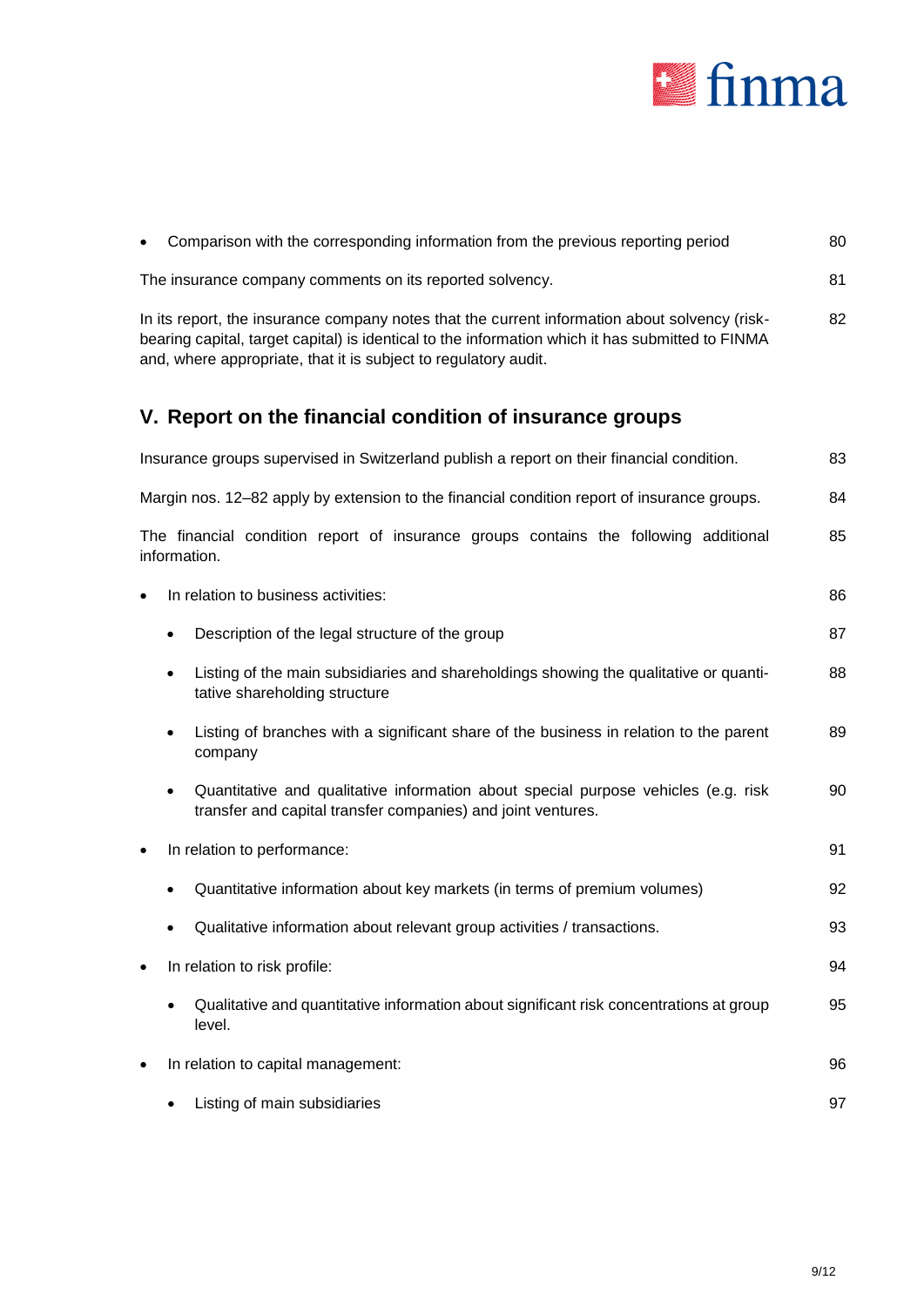- Comparison with the corresponding information from the previous reporting period 80

The insurance company comments on its reported solvency. 81

In its report, the insurance company notes that the current information about solvency (risk-bearing capital, target capital) is identical to the information which it has submitted to FINMA and, where appropriate, that it is subject to regulatory audit. 82

## V. Report on the financial condition of insurance groups

Insurance groups supervised in Switzerland publish a report on their financial condition. 83

Margin nos. 12–82 apply by extension to the financial condition report of insurance groups. 84

The financial condition report of insurance groups contains the following additional information. 85

- In relation to business activities: 86
  - Description of the legal structure of the group 87
  - Listing of the main subsidiaries and shareholdings showing the qualitative or quantitative shareholding structure 88
  - Listing of branches with a significant share of the business in relation to the parent company 89
  - Quantitative and qualitative information about special purpose vehicles (e.g. risk transfer and capital transfer companies) and joint ventures. 90
- In relation to performance: 91
  - Quantitative information about key markets (in terms of premium volumes) 92
  - Qualitative information about relevant group activities / transactions. 93
- In relation to risk profile: 94
  - Qualitative and quantitative information about significant risk concentrations at group level. 95
- In relation to capital management: 96
  - Listing of main subsidiaries 97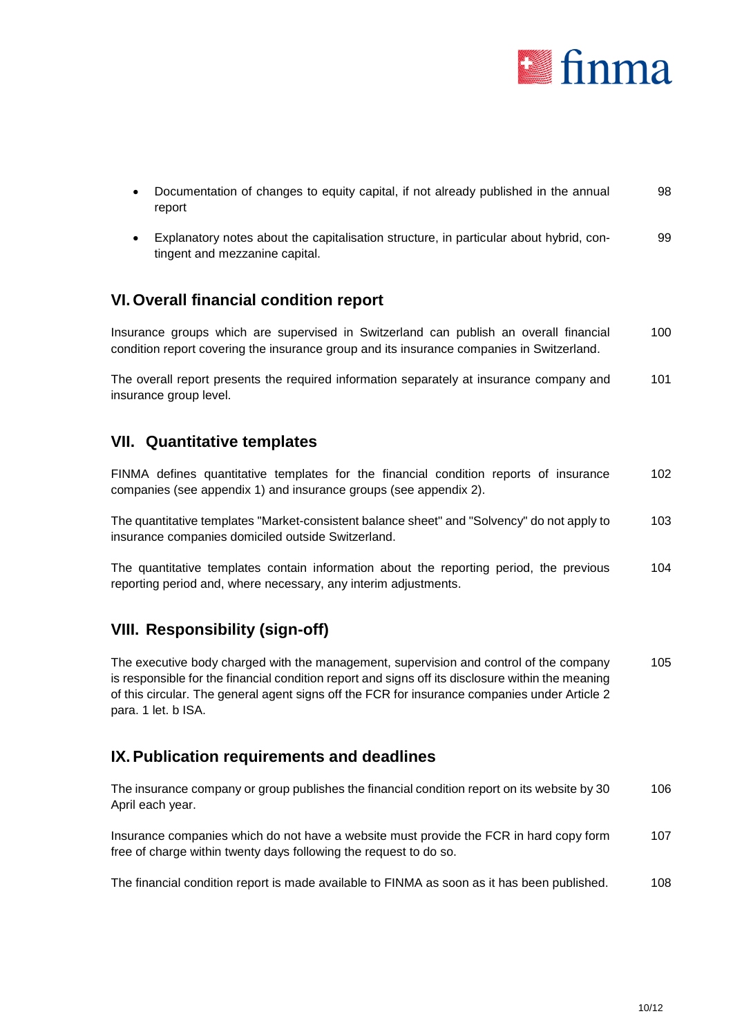- Documentation of changes to equity capital, if not already published in the annual report 98
- Explanatory notes about the capitalisation structure, in particular about hybrid, contingent and mezzanine capital. 99

## VI. Overall financial condition report

Insurance groups which are supervised in Switzerland can publish an overall financial condition report covering the insurance group and its insurance companies in Switzerland. 100

The overall report presents the required information separately at insurance company and insurance group level. 101

## VII. Quantitative templates

FINMA defines quantitative templates for the financial condition reports of insurance companies (see appendix 1) and insurance groups (see appendix 2). 102

The quantitative templates "Market-consistent balance sheet" and "Solvency" do not apply to insurance companies domiciled outside Switzerland. 103

The quantitative templates contain information about the reporting period, the previous reporting period and, where necessary, any interim adjustments. 104

## VIII. Responsibility (sign-off)

The executive body charged with the management, supervision and control of the company is responsible for the financial condition report and signs off its disclosure within the meaning of this circular. The general agent signs off the FCR for insurance companies under Article 2 para. 1 let. b ISA. 105

## IX. Publication requirements and deadlines

The insurance company or group publishes the financial condition report on its website by 30 April each year. 106

Insurance companies which do not have a website must provide the FCR in hard copy form free of charge within twenty days following the request to do so. 107

The financial condition report is made available to FINMA as soon as it has been published. 108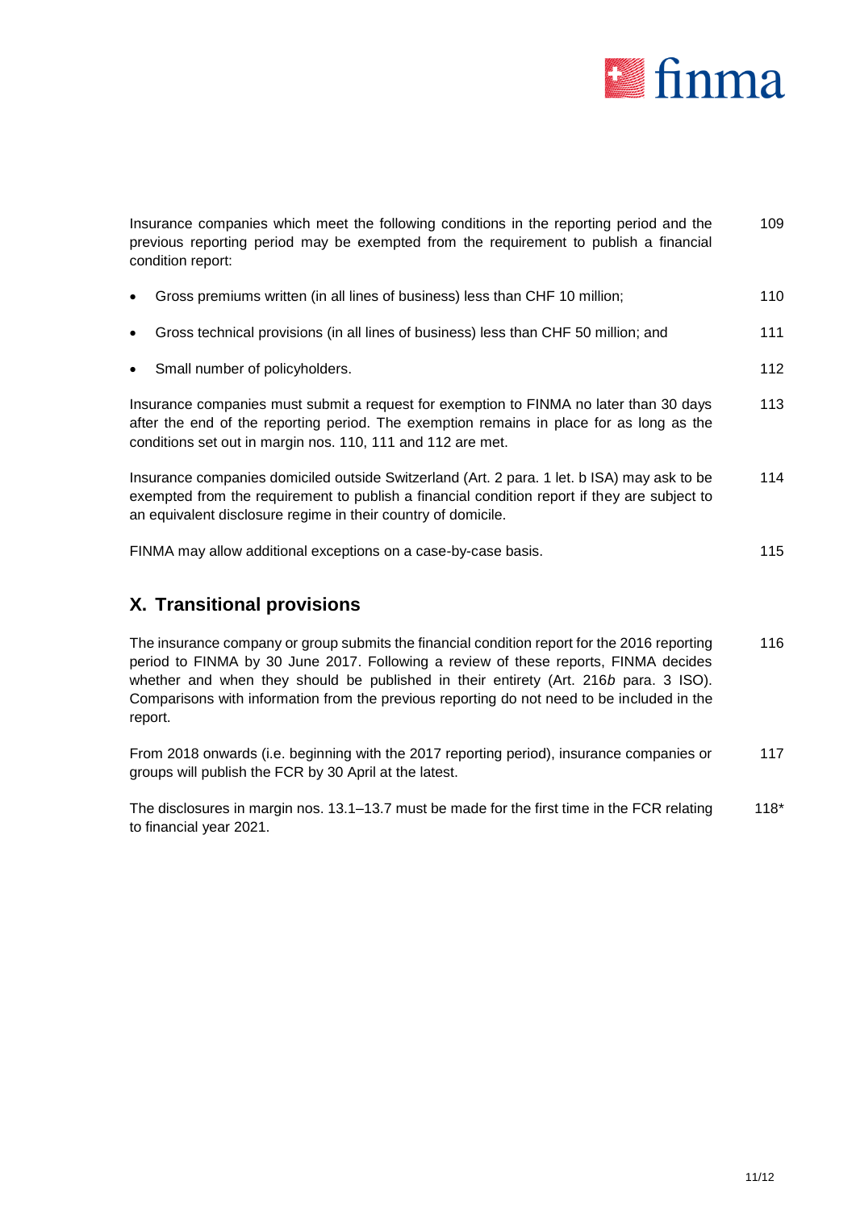Insurance companies which meet the following conditions in the reporting period and the previous reporting period may be exempted from the requirement to publish a financial condition report: 109

- Gross premiums written (in all lines of business) less than CHF 10 million; 110
- Gross technical provisions (in all lines of business) less than CHF 50 million; and 111
- Small number of policyholders. 112

Insurance companies must submit a request for exemption to FINMA no later than 30 days after the end of the reporting period. The exemption remains in place for as long as the conditions set out in margin nos. 110, 111 and 112 are met. 113

Insurance companies domiciled outside Switzerland (Art. 2 para. 1 let. b ISA) may ask to be exempted from the requirement to publish a financial condition report if they are subject to an equivalent disclosure regime in their country of domicile. 114

FINMA may allow additional exceptions on a case-by-case basis. 115

## X. Transitional provisions

The insurance company or group submits the financial condition report for the 2016 reporting period to FINMA by 30 June 2017. Following a review of these reports, FINMA decides whether and when they should be published in their entirety (Art. 216*b* para. 3 ISO). Comparisons with information from the previous reporting do not need to be included in the report. 116

From 2018 onwards (i.e. beginning with the 2017 reporting period), insurance companies or groups will publish the FCR by 30 April at the latest. 117

The disclosures in margin nos. 13.1–13.7 must be made for the first time in the FCR relating to financial year 2021. 118*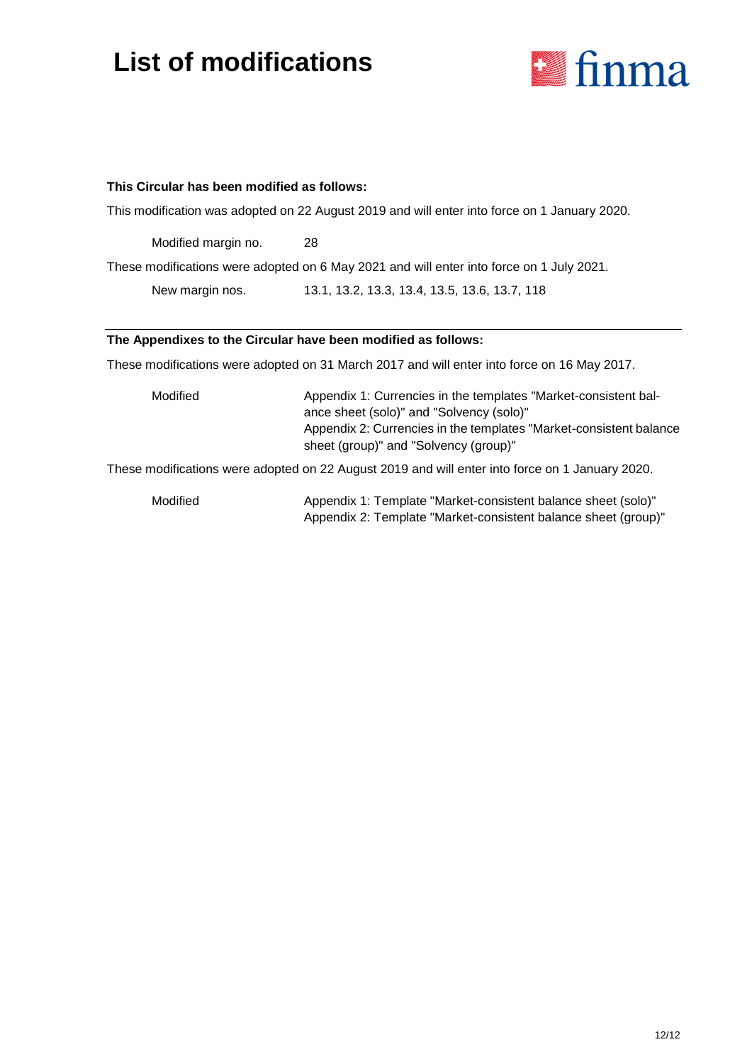# List of modifications

**This Circular has been modified as follows:**

This modification was adopted on 22 August 2019 and will enter into force on 1 January 2020.

| | |
|---|---|
| Modified margin no. | 28 |

These modifications were adopted on 6 May 2021 and will enter into force on 1 July 2021.

| | |
|---|---|
| New margin nos. | 13.1, 13.2, 13.3, 13.4, 13.5, 13.6, 13.7, 118 |

---

**The Appendixes to the Circular have been modified as follows:**

These modifications were adopted on 31 March 2017 and will enter into force on 16 May 2017.

| | |
|---|---|
| Modified | Appendix 1: Currencies in the templates "Market-consistent balance sheet (solo)" and "Solvency (solo)"<br>Appendix 2: Currencies in the templates "Market-consistent balance sheet (group)" and "Solvency (group)" |

These modifications were adopted on 22 August 2019 and will enter into force on 1 January 2020.

| | |
|---|---|
| Modified | Appendix 1: Template "Market-consistent balance sheet (solo)"<br>Appendix 2: Template "Market-consistent balance sheet (group)" |